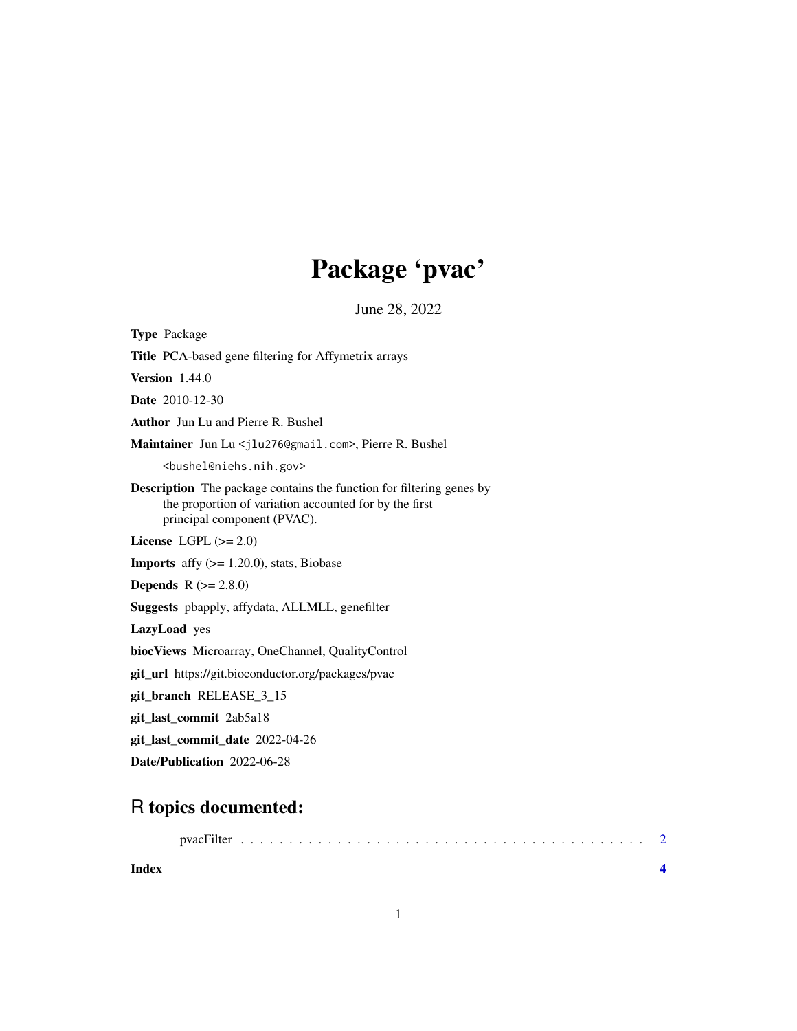# Package 'pvac'

June 28, 2022

**Type** Package

**Title** PCA-based gene filtering for Affymetrix arrays

**Version** 1.44.0

**Date** 2010-12-30

**Author** Jun Lu and Pierre R. Bushel

**Maintainer** Jun Lu <jlu276@gmail.com>, Pierre R. Bushel <bushel@niehs.nih.gov>

**Description** The package contains the function for filtering genes by the proportion of variation accounted for by the first principal component (PVAC).

**License** LGPL (>= 2.0)

**Imports** affy (>= 1.20.0), stats, Biobase

**Depends** R (>= 2.8.0)

**Suggests** pbapply, affydata, ALLMLL, genefilter

**LazyLoad** yes

**biocViews** Microarray, OneChannel, QualityControl

**git_url** https://git.bioconductor.org/packages/pvac

**git_branch** RELEASE_3_15

**git_last_commit** 2ab5a18

**git_last_commit_date** 2022-04-26

**Date/Publication** 2022-06-28

## R topics documented:

pvacFilter . . . . . . . . . . . . . . . . . . . . . . . . . . . . . . . . . . . . . . . . 2

**Index** **4**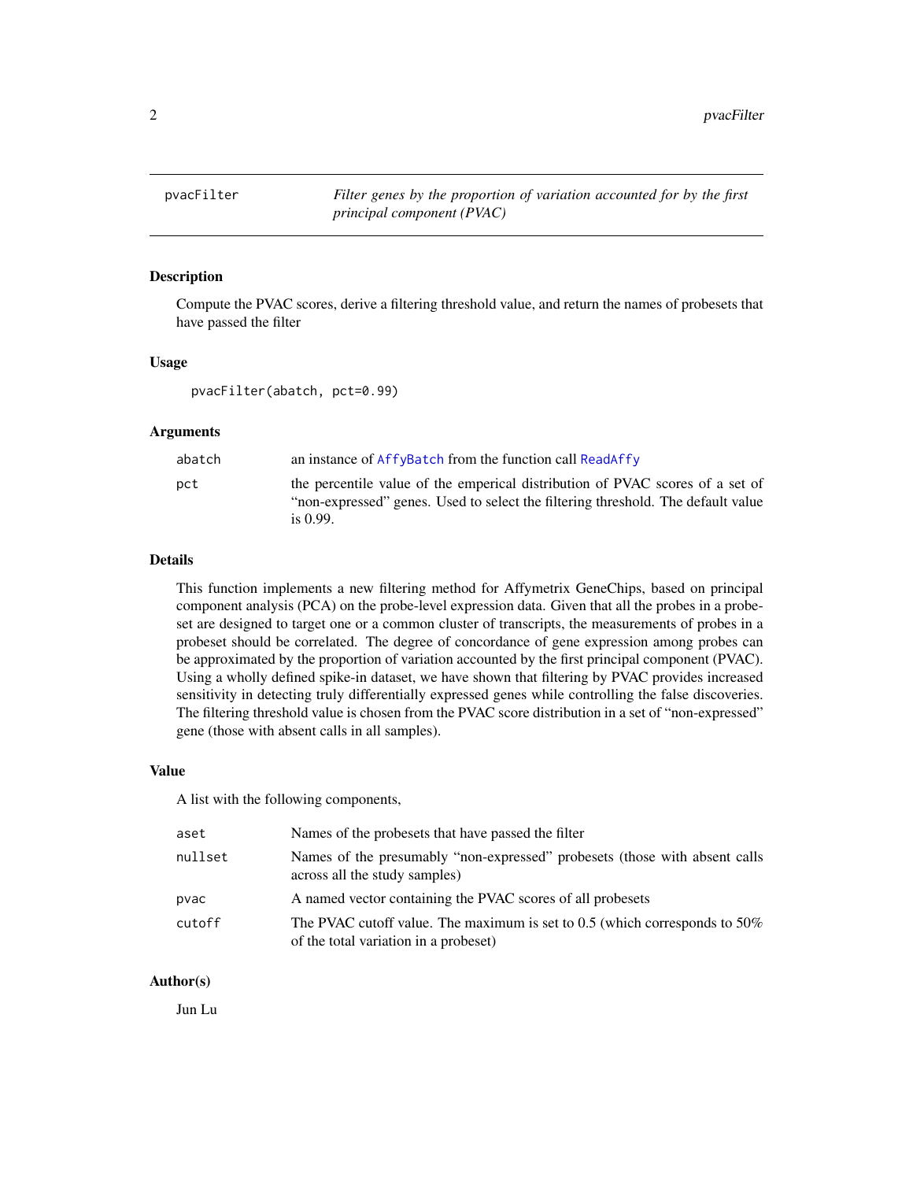# pvacFilter

*Filter genes by the proportion of variation accounted for by the first principal component (PVAC)*

## Description

Compute the PVAC scores, derive a filtering threshold value, and return the names of probesets that have passed the filter

## Usage

```
pvacFilter(abatch, pct=0.99)
```

## Arguments

| | |
|---|---|
| abatch | an instance of AffyBatch from the function call ReadAffy |
| pct | the percentile value of the emperical distribution of PVAC scores of a set of "non-expressed" genes. Used to select the filtering threshold. The default value is 0.99. |

## Details

This function implements a new filtering method for Affymetrix GeneChips, based on principal component analysis (PCA) on the probe-level expression data. Given that all the probes in a probeset are designed to target one or a common cluster of transcripts, the measurements of probes in a probeset should be correlated. The degree of concordance of gene expression among probes can be approximated by the proportion of variation accounted by the first principal component (PVAC). Using a wholly defined spike-in dataset, we have shown that filtering by PVAC provides increased sensitivity in detecting truly differentially expressed genes while controlling the false discoveries. The filtering threshold value is chosen from the PVAC score distribution in a set of "non-expressed" gene (those with absent calls in all samples).

## Value

A list with the following components,

| | |
|---|---|
| aset | Names of the probesets that have passed the filter |
| nullset | Names of the presumably "non-expressed" probesets (those with absent calls across all the study samples) |
| pvac | A named vector containing the PVAC scores of all probesets |
| cutoff | The PVAC cutoff value. The maximum is set to 0.5 (which corresponds to 50% of the total variation in a probeset) |

## Author(s)

Jun Lu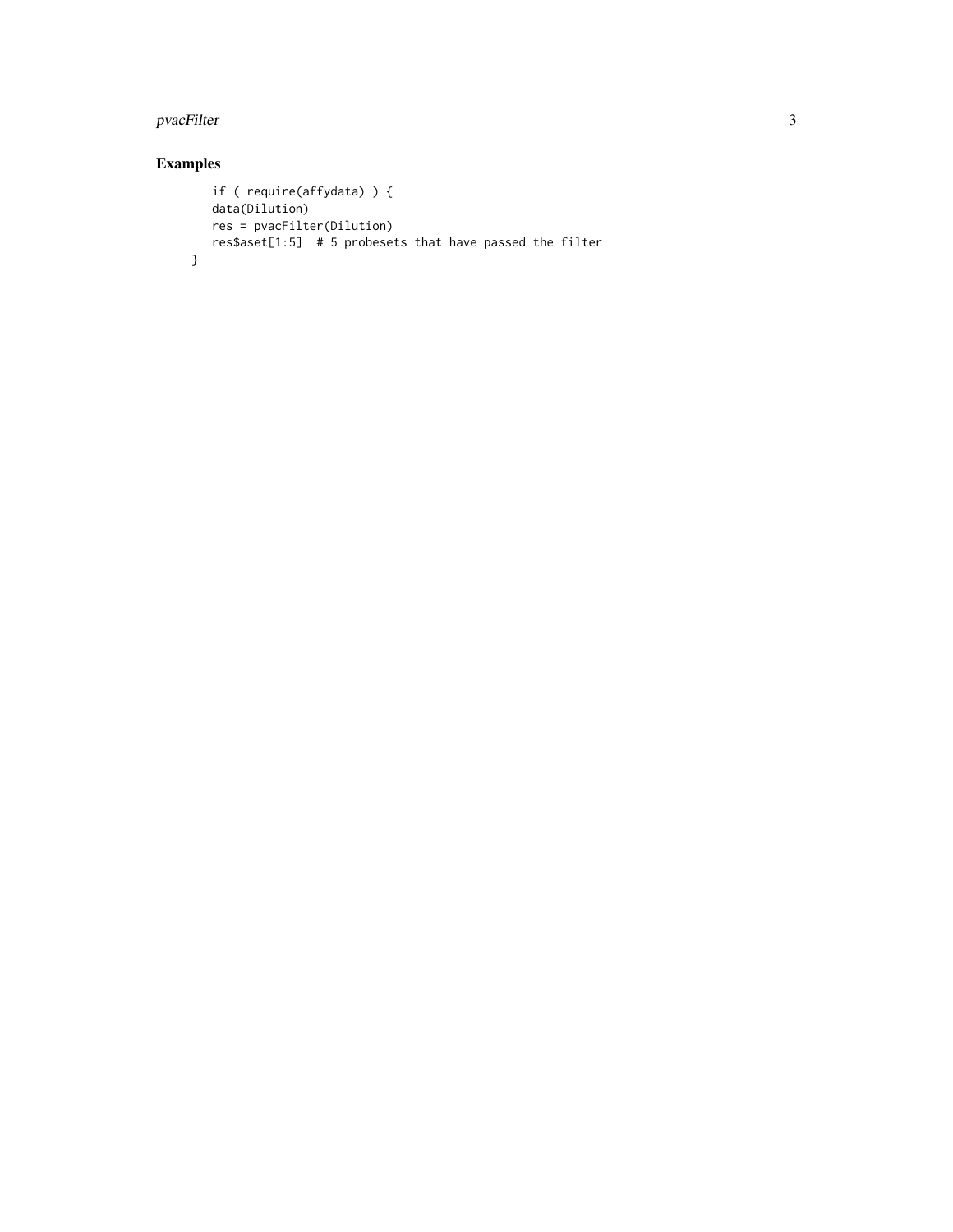## Examples

```
    if ( require(affydata) ) {
    data(Dilution)
    res = pvacFilter(Dilution)
    res$aset[1:5]  # 5 probesets that have passed the filter
}
```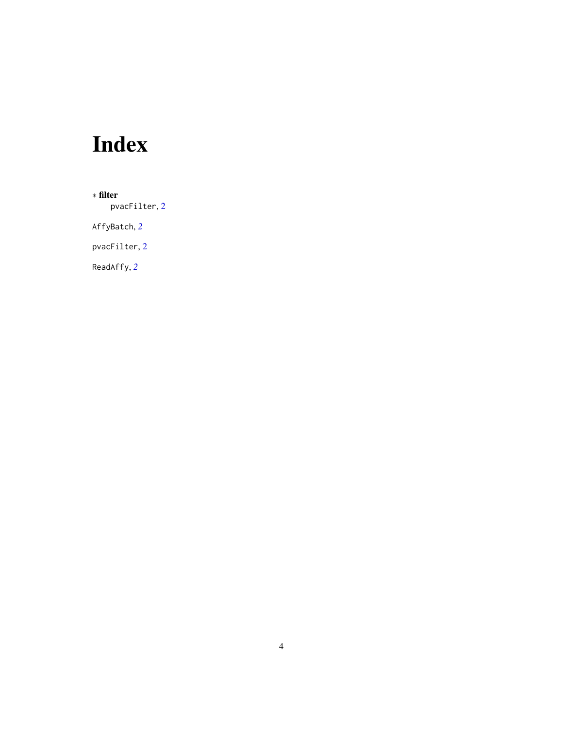# Index

∗ **filter**
    `pvacFilter`, 2

`AffyBatch`, *2*

`pvacFilter`, 2

`ReadAffy`, *2*